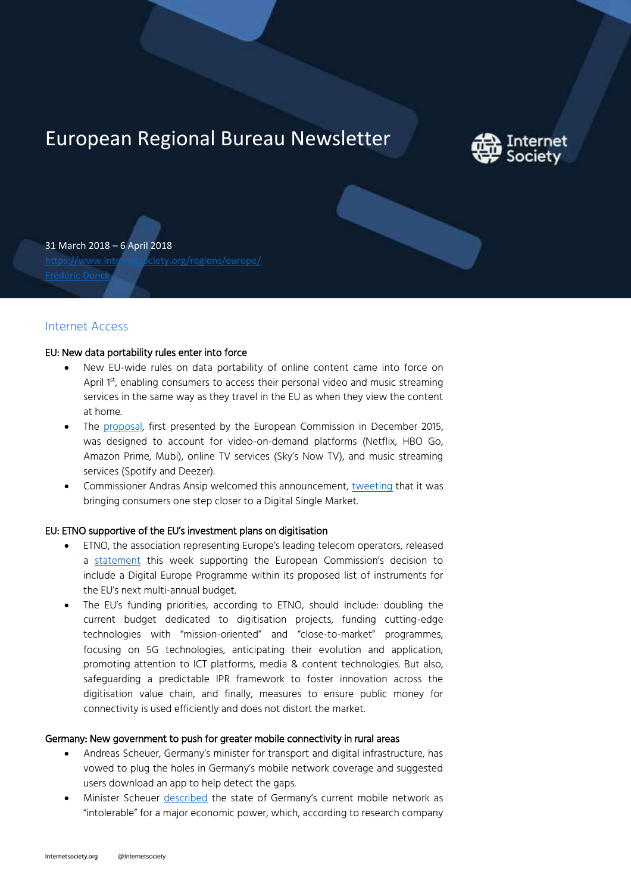# European Regional Bureau Newsletter

31 March 2018 – 6 April 2018
https://www.internetsociety.org/regions/europe/
Frédéric Donck

## Internet Access

### EU: New data portability rules enter into force

- New EU-wide rules on data portability of online content came into force on April 1st, enabling consumers to access their personal video and music streaming services in the same way as they travel in the EU as when they view the content at home.
- The proposal, first presented by the European Commission in December 2015, was designed to account for video-on-demand platforms (Netflix, HBO Go, Amazon Prime, Mubi), online TV services (Sky's Now TV), and music streaming services (Spotify and Deezer).
- Commissioner Andras Ansip welcomed this announcement, tweeting that it was bringing consumers one step closer to a Digital Single Market.

### EU: ETNO supportive of the EU's investment plans on digitisation

- ETNO, the association representing Europe's leading telecom operators, released a statement this week supporting the European Commission's decision to include a Digital Europe Programme within its proposed list of instruments for the EU's next multi-annual budget.
- The EU's funding priorities, according to ETNO, should include: doubling the current budget dedicated to digitisation projects, funding cutting-edge technologies with "mission-oriented" and "close-to-market" programmes, focusing on 5G technologies, anticipating their evolution and application, promoting attention to ICT platforms, media & content technologies. But also, safeguarding a predictable IPR framework to foster innovation across the digitisation value chain, and finally, measures to ensure public money for connectivity is used efficiently and does not distort the market.

### Germany: New government to push for greater mobile connectivity in rural areas

- Andreas Scheuer, Germany's minister for transport and digital infrastructure, has vowed to plug the holes in Germany's mobile network coverage and suggested users download an app to help detect the gaps.
- Minister Scheuer described the state of Germany's current mobile network as "intolerable" for a major economic power, which, according to research company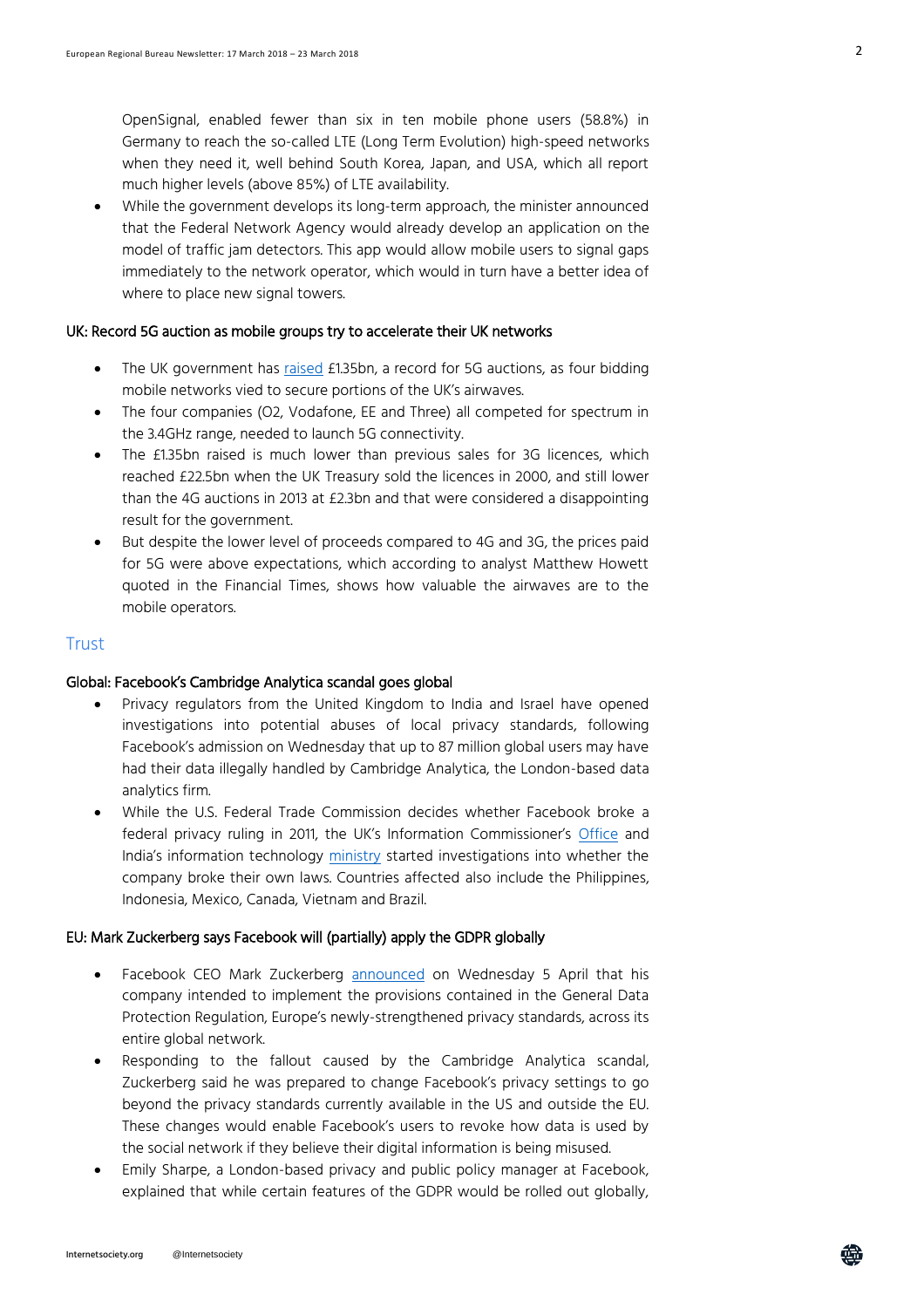OpenSignal, enabled fewer than six in ten mobile phone users (58.8%) in Germany to reach the so-called LTE (Long Term Evolution) high-speed networks when they need it, well behind South Korea, Japan, and USA, which all report much higher levels (above 85%) of LTE availability.

- While the government develops its long-term approach, the minister announced that the Federal Network Agency would already develop an application on the model of traffic jam detectors. This app would allow mobile users to signal gaps immediately to the network operator, which would in turn have a better idea of where to place new signal towers.

### UK: Record 5G auction as mobile groups try to accelerate their UK networks

- The UK government has raised £1.35bn, a record for 5G auctions, as four bidding mobile networks vied to secure portions of the UK's airwaves.
- The four companies (O2, Vodafone, EE and Three) all competed for spectrum in the 3.4GHz range, needed to launch 5G connectivity.
- The £1.35bn raised is much lower than previous sales for 3G licences, which reached £22.5bn when the UK Treasury sold the licences in 2000, and still lower than the 4G auctions in 2013 at £2.3bn and that were considered a disappointing result for the government.
- But despite the lower level of proceeds compared to 4G and 3G, the prices paid for 5G were above expectations, which according to analyst Matthew Howett quoted in the Financial Times, shows how valuable the airwaves are to the mobile operators.

## Trust

### Global: Facebook's Cambridge Analytica scandal goes global

- Privacy regulators from the United Kingdom to India and Israel have opened investigations into potential abuses of local privacy standards, following Facebook's admission on Wednesday that up to 87 million global users may have had their data illegally handled by Cambridge Analytica, the London-based data analytics firm.
- While the U.S. Federal Trade Commission decides whether Facebook broke a federal privacy ruling in 2011, the UK's Information Commissioner's Office and India's information technology ministry started investigations into whether the company broke their own laws. Countries affected also include the Philippines, Indonesia, Mexico, Canada, Vietnam and Brazil.

### EU: Mark Zuckerberg says Facebook will (partially) apply the GDPR globally

- Facebook CEO Mark Zuckerberg announced on Wednesday 5 April that his company intended to implement the provisions contained in the General Data Protection Regulation, Europe's newly-strengthened privacy standards, across its entire global network.
- Responding to the fallout caused by the Cambridge Analytica scandal, Zuckerberg said he was prepared to change Facebook's privacy settings to go beyond the privacy standards currently available in the US and outside the EU. These changes would enable Facebook's users to revoke how data is used by the social network if they believe their digital information is being misused.
- Emily Sharpe, a London-based privacy and public policy manager at Facebook, explained that while certain features of the GDPR would be rolled out globally,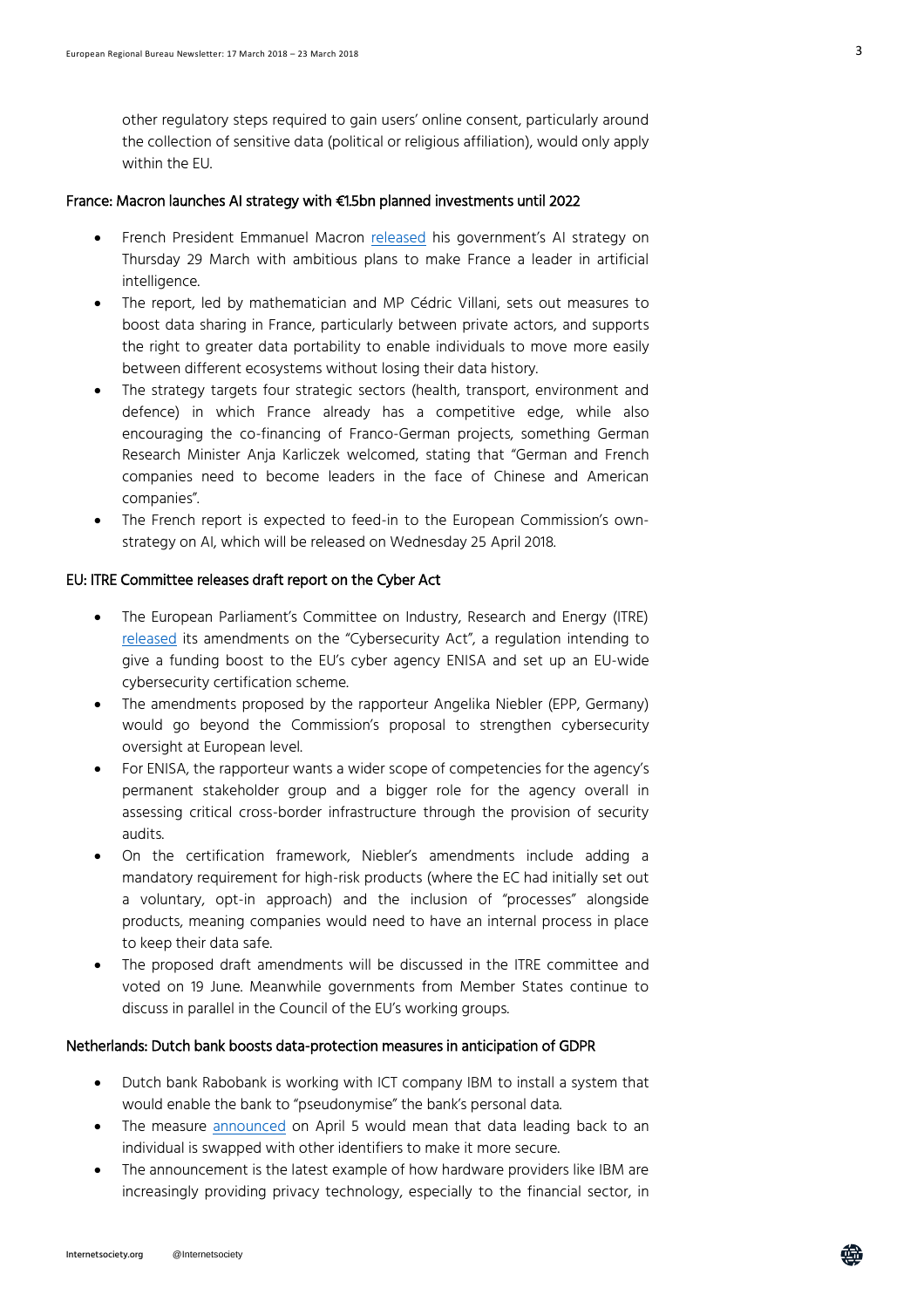other regulatory steps required to gain users' online consent, particularly around the collection of sensitive data (political or religious affiliation), would only apply within the EU.

### France: Macron launches AI strategy with €1.5bn planned investments until 2022

- French President Emmanuel Macron released his government's AI strategy on Thursday 29 March with ambitious plans to make France a leader in artificial intelligence.
- The report, led by mathematician and MP Cédric Villani, sets out measures to boost data sharing in France, particularly between private actors, and supports the right to greater data portability to enable individuals to move more easily between different ecosystems without losing their data history.
- The strategy targets four strategic sectors (health, transport, environment and defence) in which France already has a competitive edge, while also encouraging the co-financing of Franco-German projects, something German Research Minister Anja Karliczek welcomed, stating that "German and French companies need to become leaders in the face of Chinese and American companies".
- The French report is expected to feed-in to the European Commission's own-strategy on AI, which will be released on Wednesday 25 April 2018.

### EU: ITRE Committee releases draft report on the Cyber Act

- The European Parliament's Committee on Industry, Research and Energy (ITRE) released its amendments on the "Cybersecurity Act", a regulation intending to give a funding boost to the EU's cyber agency ENISA and set up an EU-wide cybersecurity certification scheme.
- The amendments proposed by the rapporteur Angelika Niebler (EPP, Germany) would go beyond the Commission's proposal to strengthen cybersecurity oversight at European level.
- For ENISA, the rapporteur wants a wider scope of competencies for the agency's permanent stakeholder group and a bigger role for the agency overall in assessing critical cross-border infrastructure through the provision of security audits.
- On the certification framework, Niebler's amendments include adding a mandatory requirement for high-risk products (where the EC had initially set out a voluntary, opt-in approach) and the inclusion of "processes" alongside products, meaning companies would need to have an internal process in place to keep their data safe.
- The proposed draft amendments will be discussed in the ITRE committee and voted on 19 June. Meanwhile governments from Member States continue to discuss in parallel in the Council of the EU's working groups.

### Netherlands: Dutch bank boosts data-protection measures in anticipation of GDPR

- Dutch bank Rabobank is working with ICT company IBM to install a system that would enable the bank to "pseudonymise" the bank's personal data.
- The measure announced on April 5 would mean that data leading back to an individual is swapped with other identifiers to make it more secure.
- The announcement is the latest example of how hardware providers like IBM are increasingly providing privacy technology, especially to the financial sector, in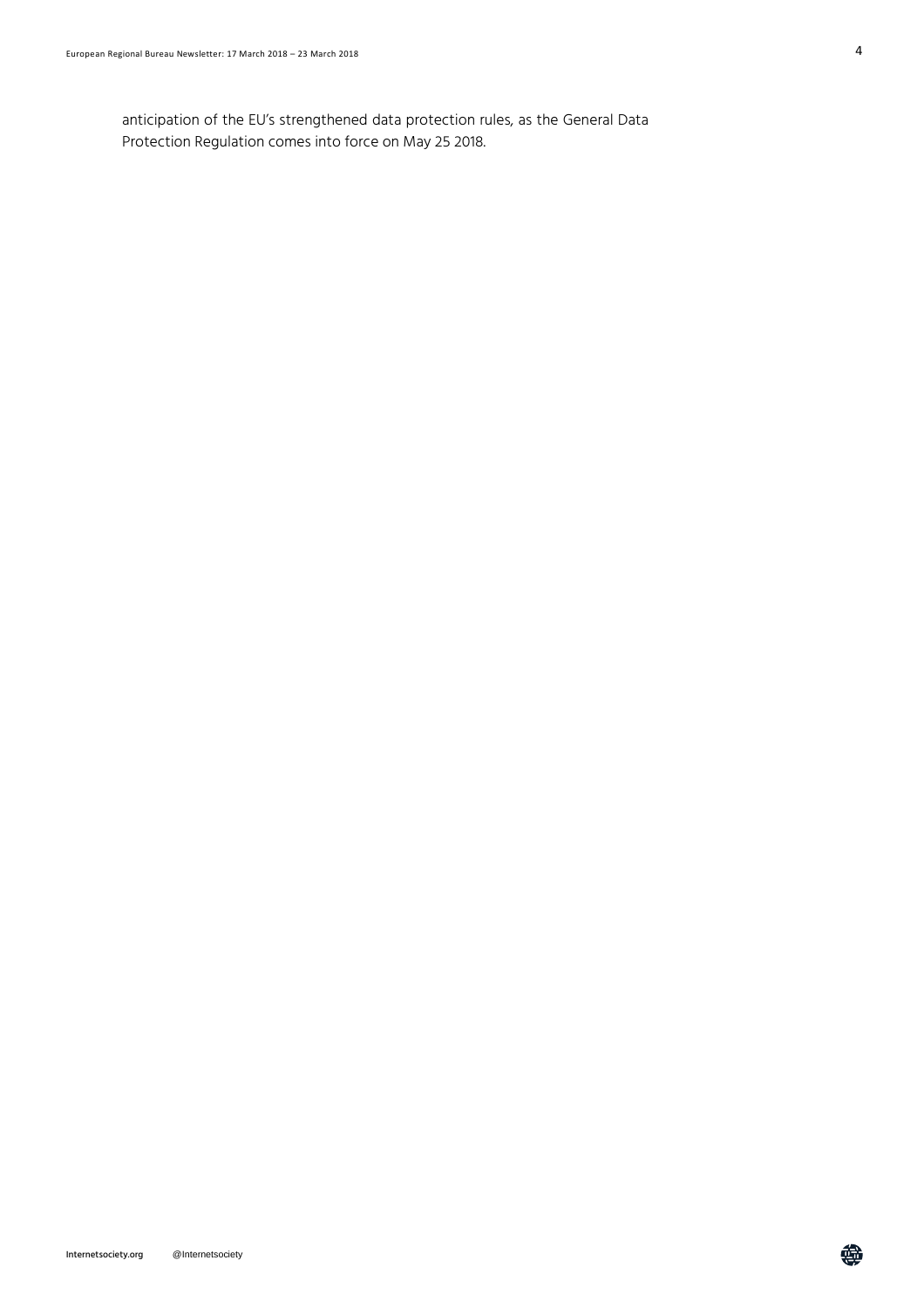anticipation of the EU's strengthened data protection rules, as the General Data Protection Regulation comes into force on May 25 2018.